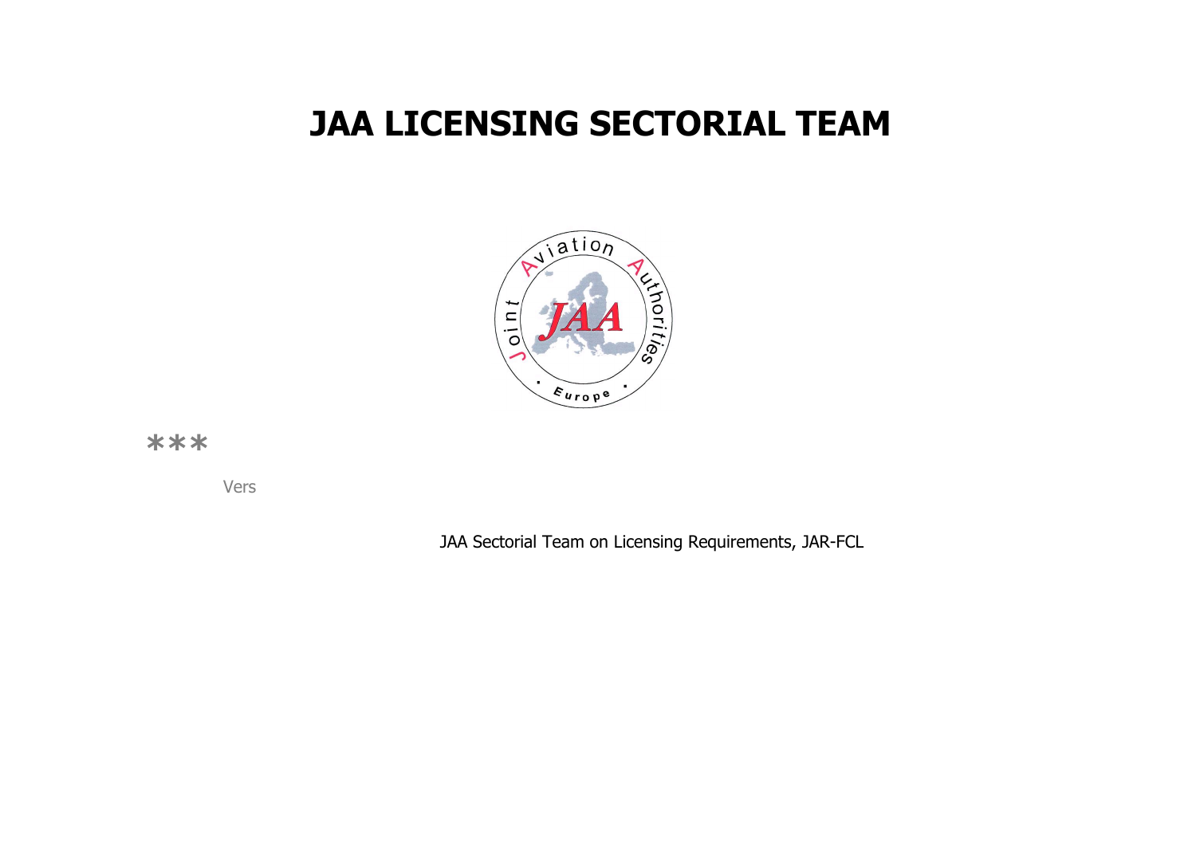# JAA LICENSING SECTORIAL TEAM

***

Vers

JAA Sectorial Team on Licensing Requirements, JAR-FCL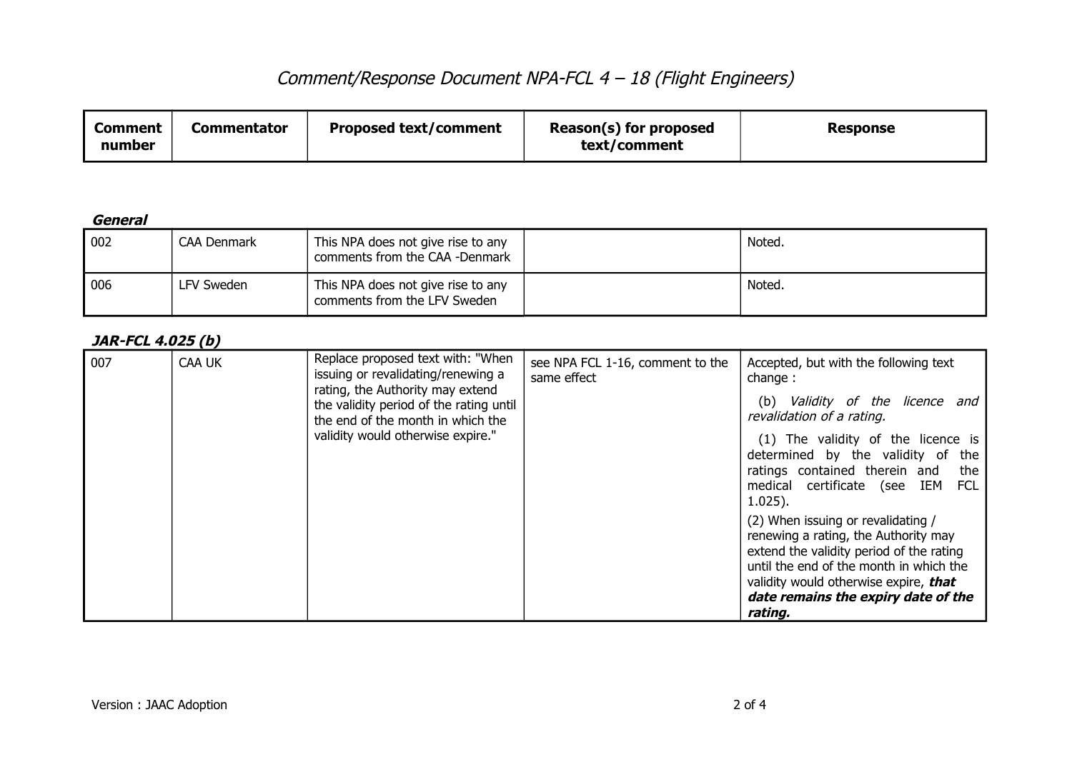# *Comment/Response Document NPA-FCL 4 – 18 (Flight Engineers)*

| Comment number | Commentator | Proposed text/comment | Reason(s) for proposed text/comment | Response |
|---|---|---|---|---|

### ***General***

| Comment number | Commentator | Proposed text/comment | Reason(s) for proposed text/comment | Response |
|---|---|---|---|---|
| 002 | CAA Denmark | This NPA does not give rise to any comments from the CAA -Denmark | | Noted. |
| 006 | LFV Sweden | This NPA does not give rise to any comments from the LFV Sweden | | Noted. |

### ***JAR-FCL 4.025 (b)***

| Comment number | Commentator | Proposed text/comment | Reason(s) for proposed text/comment | Response |
|---|---|---|---|---|
| 007 | CAA UK | Replace proposed text with: "When issuing or revalidating/renewing a rating, the Authority may extend the validity period of the rating until the end of the month in which the validity would otherwise expire." | see NPA FCL 1-16, comment to the same effect | Accepted, but with the following text change :<br><br>(b) *Validity of the licence and revalidation of a rating.*<br><br>(1) The validity of the licence is determined by the validity of the ratings contained therein and the medical certificate (see IEM FCL 1.025).<br><br>(2) When issuing or revalidating / renewing a rating, the Authority may extend the validity period of the rating until the end of the month in which the validity would otherwise expire, ***that date remains the expiry date of the rating.*** |

Version : JAAC Adoption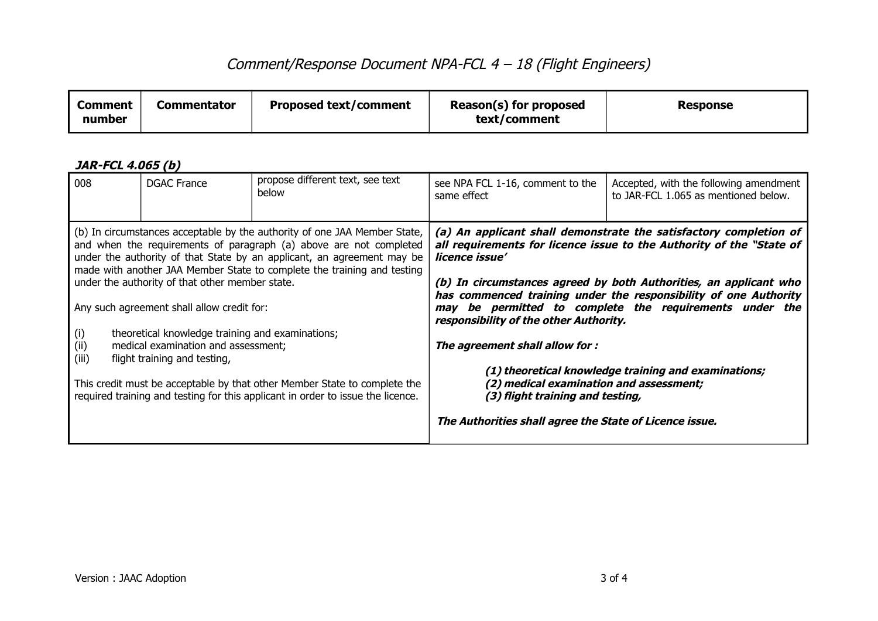# Comment/Response Document NPA-FCL 4 – 18 (Flight Engineers)

| Comment number | Commentator | Proposed text/comment | Reason(s) for proposed text/comment | Response |
|---|---|---|---|---|
| ***JAR-FCL 4.065 (b)*** | | | | |
| 008 | DGAC France | propose different text, see text below | see NPA FCL 1-16, comment to the same effect | Accepted, with the following amendment to JAR-FCL 1.065 as mentioned below. |
| (b) In circumstances acceptable by the authority of one JAA Member State, and when the requirements of paragraph (a) above are not completed under the authority of that State by an applicant, an agreement may be made with another JAA Member State to complete the training and testing under the authority of that other member state.<br><br>Any such agreement shall allow credit for:<br><br>(i) theoretical knowledge training and examinations;<br>(ii) medical examination and assessment;<br>(iii) flight training and testing,<br><br>This credit must be acceptable by that other Member State to complete the required training and testing for this applicant in order to issue the licence. | | | ***(a) An applicant shall demonstrate the satisfactory completion of all requirements for licence issue to the Authority of the "State of licence issue'***<br><br>***(b) In circumstances agreed by both Authorities, an applicant who has commenced training under the responsibility of one Authority may be permitted to complete the requirements under the responsibility of the other Authority.***<br><br>***The agreement shall allow for :***<br><br>***(1) theoretical knowledge training and examinations;***<br>***(2) medical examination and assessment;***<br>***(3) flight training and testing,***<br><br>***The Authorities shall agree the State of Licence issue.*** | |

Version : JAAC Adoption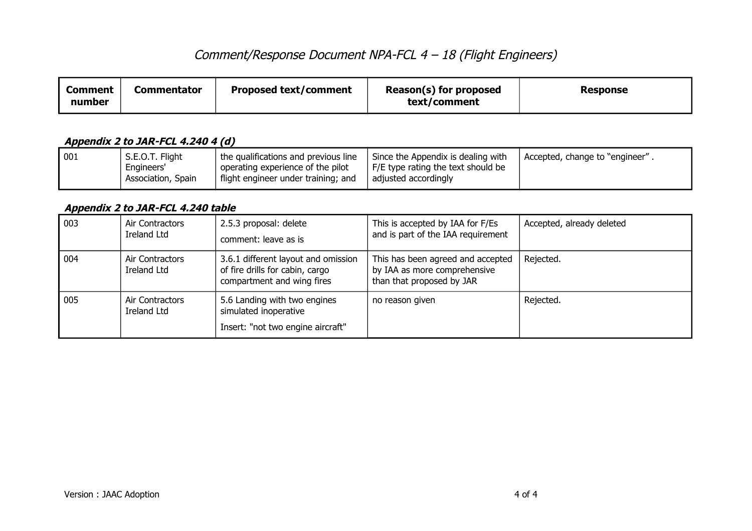# *Comment/Response Document NPA-FCL 4 – 18 (Flight Engineers)*

| Comment number | Commentator | Proposed text/comment | Reason(s) for proposed text/comment | Response |
|---|---|---|---|---|

***Appendix 2 to JAR-FCL 4.240 4 (d)***

| | | | | |
|---|---|---|---|---|
| 001 | S.E.O.T. Flight Engineers' Association, Spain | the qualifications and previous line operating experience of the pilot flight engineer under training; and | Since the Appendix is dealing with F/E type rating the text should be adjusted accordingly | Accepted, change to "engineer" . |

***Appendix 2 to JAR-FCL 4.240 table***

| | | | | |
|---|---|---|---|---|
| 003 | Air Contractors Ireland Ltd | 2.5.3 proposal: delete<br>comment: leave as is | This is accepted by IAA for F/Es and is part of the IAA requirement | Accepted, already deleted |
| 004 | Air Contractors Ireland Ltd | 3.6.1 different layout and omission of fire drills for cabin, cargo compartment and wing fires | This has been agreed and accepted by IAA as more comprehensive than that proposed by JAR | Rejected. |
| 005 | Air Contractors Ireland Ltd | 5.6 Landing with two engines simulated inoperative<br>Insert: "not two engine aircraft" | no reason given | Rejected. |

Version : JAAC Adoption